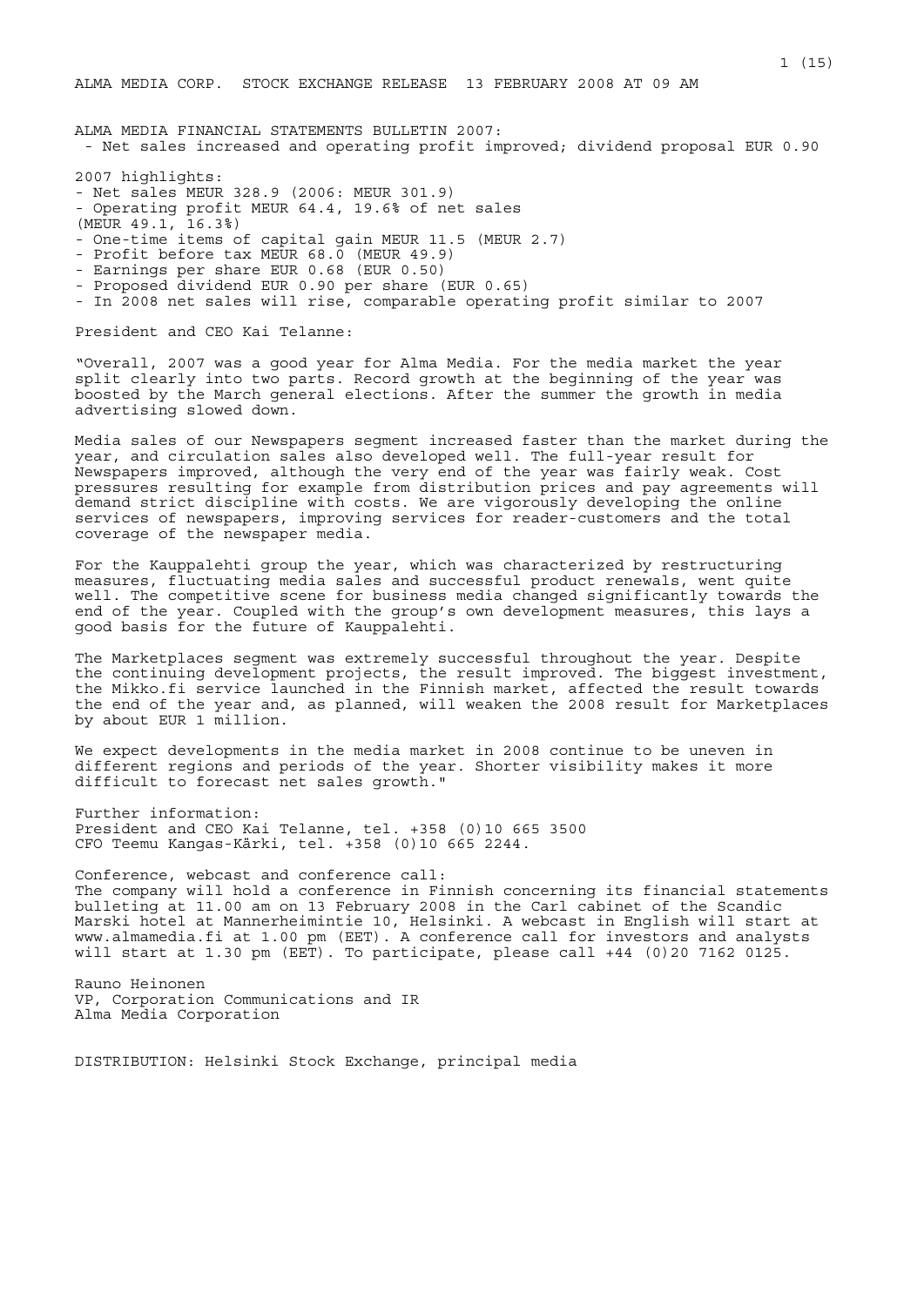ALMA MEDIA CORP. STOCK EXCHANGE RELEASE 13 FEBRUARY 2008 AT 09 AM

# ALMA MEDIA FINANCIAL STATEMENTS BULLETIN 2007:

- Net sales increased and operating profit improved; dividend proposal EUR 0.90

2007 highlights:

- Net sales MEUR 328.9 (2006: MEUR 301.9)
- Operating profit MEUR 64.4, 19.6% of net sales (MEUR 49.1, 16.3%)
- One-time items of capital gain MEUR 11.5 (MEUR 2.7)
- Profit before tax MEUR 68.0 (MEUR 49.9)
- Earnings per share EUR 0.68 (EUR 0.50)
- Proposed dividend EUR 0.90 per share (EUR 0.65)
- In 2008 net sales will rise, comparable operating profit similar to 2007

President and CEO Kai Telanne:

"Overall, 2007 was a good year for Alma Media. For the media market the year split clearly into two parts. Record growth at the beginning of the year was boosted by the March general elections. After the summer the growth in media advertising slowed down.

Media sales of our Newspapers segment increased faster than the market during the year, and circulation sales also developed well. The full-year result for Newspapers improved, although the very end of the year was fairly weak. Cost pressures resulting for example from distribution prices and pay agreements will demand strict discipline with costs. We are vigorously developing the online services of newspapers, improving services for reader-customers and the total coverage of the newspaper media.

For the Kauppalehti group the year, which was characterized by restructuring measures, fluctuating media sales and successful product renewals, went quite well. The competitive scene for business media changed significantly towards the end of the year. Coupled with the group's own development measures, this lays a good basis for the future of Kauppalehti.

The Marketplaces segment was extremely successful throughout the year. Despite the continuing development projects, the result improved. The biggest investment, the Mikko.fi service launched in the Finnish market, affected the result towards the end of the year and, as planned, will weaken the 2008 result for Marketplaces by about EUR 1 million.

We expect developments in the media market in 2008 continue to be uneven in different regions and periods of the year. Shorter visibility makes it more difficult to forecast net sales growth."

Further information:
President and CEO Kai Telanne, tel. +358 (0)10 665 3500
CFO Teemu Kangas-Kärki, tel. +358 (0)10 665 2244.

Conference, webcast and conference call:
The company will hold a conference in Finnish concerning its financial statements bulleting at 11.00 am on 13 February 2008 in the Carl cabinet of the Scandic Marski hotel at Mannerheimintie 10, Helsinki. A webcast in English will start at www.almamedia.fi at 1.00 pm (EET). A conference call for investors and analysts will start at 1.30 pm (EET). To participate, please call +44 (0)20 7162 0125.

Rauno Heinonen
VP, Corporation Communications and IR
Alma Media Corporation

DISTRIBUTION: Helsinki Stock Exchange, principal media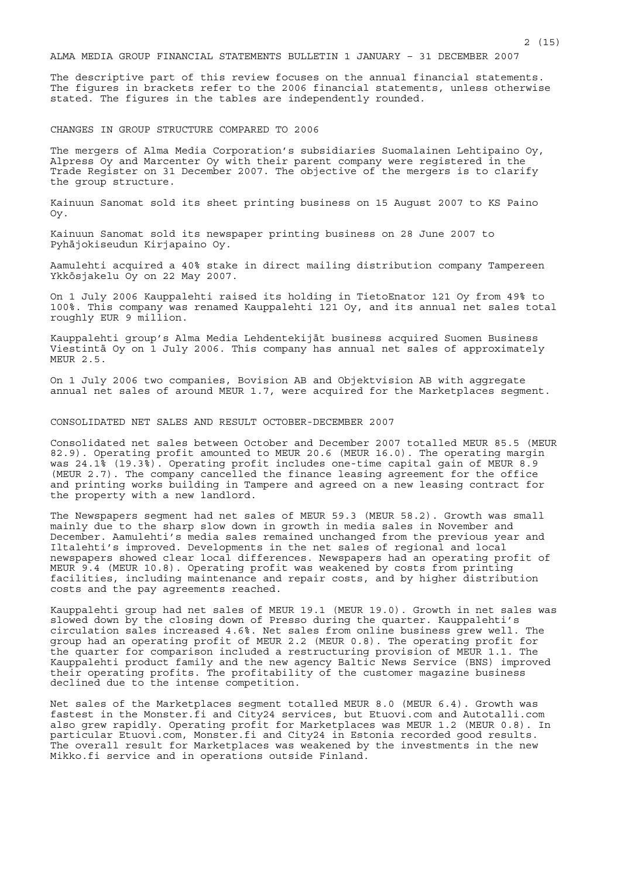ALMA MEDIA GROUP FINANCIAL STATEMENTS BULLETIN 1 JANUARY – 31 DECEMBER 2007

The descriptive part of this review focuses on the annual financial statements. The figures in brackets refer to the 2006 financial statements, unless otherwise stated. The figures in the tables are independently rounded.

## CHANGES IN GROUP STRUCTURE COMPARED TO 2006

The mergers of Alma Media Corporation's subsidiaries Suomalainen Lehtipaino Oy, Alpress Oy and Marcenter Oy with their parent company were registered in the Trade Register on 31 December 2007. The objective of the mergers is to clarify the group structure.

Kainuun Sanomat sold its sheet printing business on 15 August 2007 to KS Paino Oy.

Kainuun Sanomat sold its newspaper printing business on 28 June 2007 to Pyhäjokiseudun Kirjapaino Oy.

Aamulehti acquired a 40% stake in direct mailing distribution company Tampereen Ykkösjakelu Oy on 22 May 2007.

On 1 July 2006 Kauppalehti raised its holding in TietoEnator 121 Oy from 49% to 100%. This company was renamed Kauppalehti 121 Oy, and its annual net sales total roughly EUR 9 million.

Kauppalehti group's Alma Media Lehdentekijät business acquired Suomen Business Viestintä Oy on 1 July 2006. This company has annual net sales of approximately MEUR 2.5.

On 1 July 2006 two companies, Bovision AB and Objektvision AB with aggregate annual net sales of around MEUR 1.7, were acquired for the Marketplaces segment.

## CONSOLIDATED NET SALES AND RESULT OCTOBER-DECEMBER 2007

Consolidated net sales between October and December 2007 totalled MEUR 85.5 (MEUR 82.9). Operating profit amounted to MEUR 20.6 (MEUR 16.0). The operating margin was 24.1% (19.3%). Operating profit includes one-time capital gain of MEUR 8.9 (MEUR 2.7). The company cancelled the finance leasing agreement for the office and printing works building in Tampere and agreed on a new leasing contract for the property with a new landlord.

The Newspapers segment had net sales of MEUR 59.3 (MEUR 58.2). Growth was small mainly due to the sharp slow down in growth in media sales in November and December. Aamulehti's media sales remained unchanged from the previous year and Iltalehti's improved. Developments in the net sales of regional and local newspapers showed clear local differences. Newspapers had an operating profit of MEUR 9.4 (MEUR 10.8). Operating profit was weakened by costs from printing facilities, including maintenance and repair costs, and by higher distribution costs and the pay agreements reached.

Kauppalehti group had net sales of MEUR 19.1 (MEUR 19.0). Growth in net sales was slowed down by the closing down of Presso during the quarter. Kauppalehti's circulation sales increased 4.6%. Net sales from online business grew well. The group had an operating profit of MEUR 2.2 (MEUR 0.8). The operating profit for the quarter for comparison included a restructuring provision of MEUR 1.1. The Kauppalehti product family and the new agency Baltic News Service (BNS) improved their operating profits. The profitability of the customer magazine business declined due to the intense competition.

Net sales of the Marketplaces segment totalled MEUR 8.0 (MEUR 6.4). Growth was fastest in the Monster.fi and City24 services, but Etuovi.com and Autotalli.com also grew rapidly. Operating profit for Marketplaces was MEUR 1.2 (MEUR 0.8). In particular Etuovi.com, Monster.fi and City24 in Estonia recorded good results. The overall result for Marketplaces was weakened by the investments in the new Mikko.fi service and in operations outside Finland.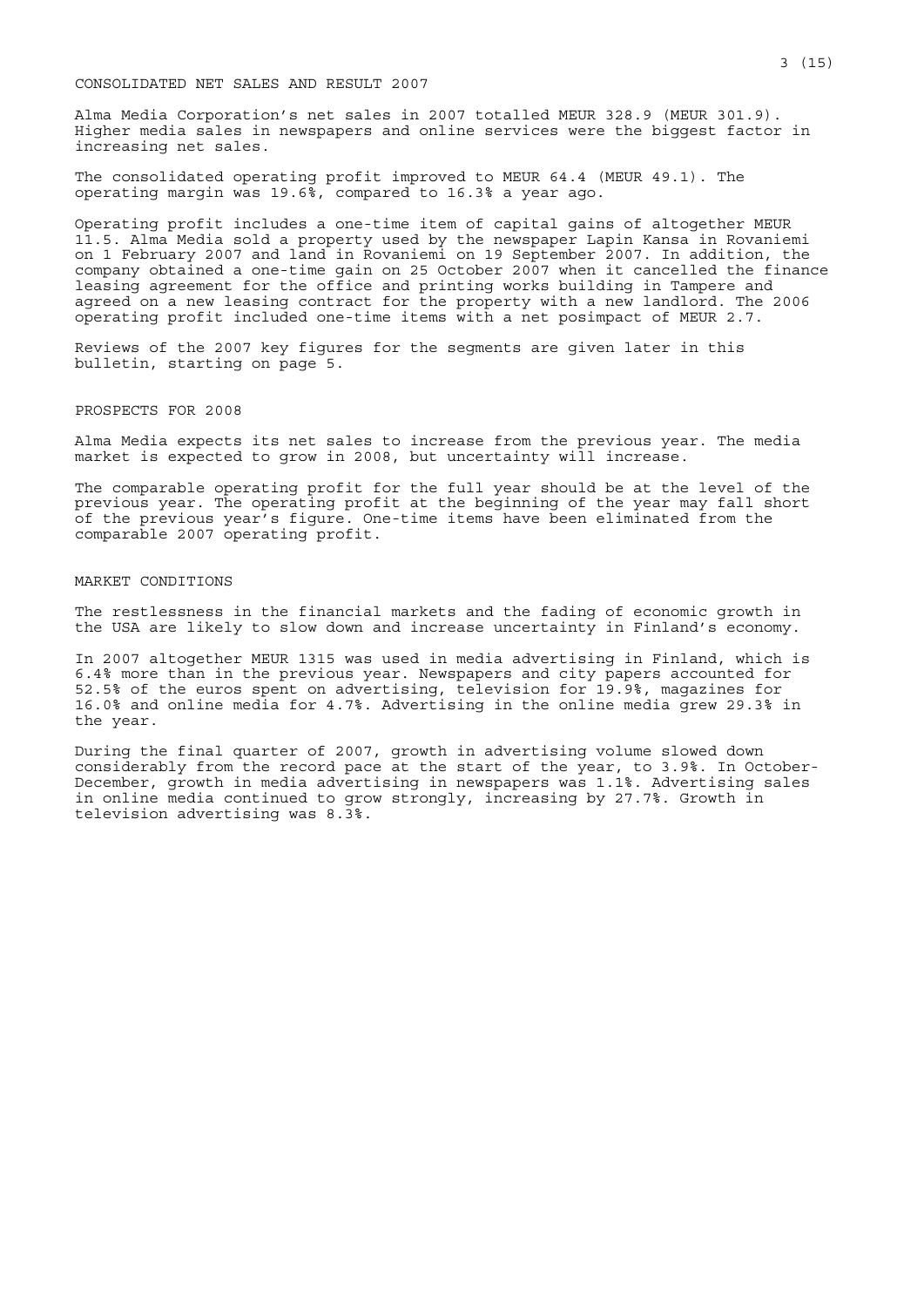## CONSOLIDATED NET SALES AND RESULT 2007

Alma Media Corporation's net sales in 2007 totalled MEUR 328.9 (MEUR 301.9). Higher media sales in newspapers and online services were the biggest factor in increasing net sales.

The consolidated operating profit improved to MEUR 64.4 (MEUR 49.1). The operating margin was 19.6%, compared to 16.3% a year ago.

Operating profit includes a one-time item of capital gains of altogether MEUR 11.5. Alma Media sold a property used by the newspaper Lapin Kansa in Rovaniemi on 1 February 2007 and land in Rovaniemi on 19 September 2007. In addition, the company obtained a one-time gain on 25 October 2007 when it cancelled the finance leasing agreement for the office and printing works building in Tampere and agreed on a new leasing contract for the property with a new landlord. The 2006 operating profit included one-time items with a net posimpact of MEUR 2.7.

Reviews of the 2007 key figures for the segments are given later in this bulletin, starting on page 5.

## PROSPECTS FOR 2008

Alma Media expects its net sales to increase from the previous year. The media market is expected to grow in 2008, but uncertainty will increase.

The comparable operating profit for the full year should be at the level of the previous year. The operating profit at the beginning of the year may fall short of the previous year's figure. One-time items have been eliminated from the comparable 2007 operating profit.

## MARKET CONDITIONS

The restlessness in the financial markets and the fading of economic growth in the USA are likely to slow down and increase uncertainty in Finland's economy.

In 2007 altogether MEUR 1315 was used in media advertising in Finland, which is 6.4% more than in the previous year. Newspapers and city papers accounted for 52.5% of the euros spent on advertising, television for 19.9%, magazines for 16.0% and online media for 4.7%. Advertising in the online media grew 29.3% in the year.

During the final quarter of 2007, growth in advertising volume slowed down considerably from the record pace at the start of the year, to 3.9%. In October-December, growth in media advertising in newspapers was 1.1%. Advertising sales in online media continued to grow strongly, increasing by 27.7%. Growth in television advertising was 8.3%.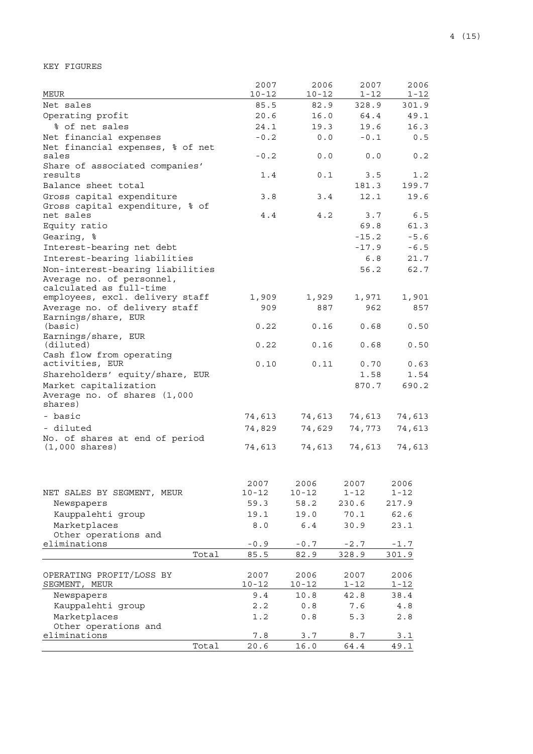KEY FIGURES

| MEUR | 2007 10-12 | 2006 10-12 | 2007 1-12 | 2006 1-12 |
|---|---|---|---|---|
| Net sales | 85.5 | 82.9 | 328.9 | 301.9 |
| Operating profit | 20.6 | 16.0 | 64.4 | 49.1 |
| % of net sales | 24.1 | 19.3 | 19.6 | 16.3 |
| Net financial expenses | -0.2 | 0.0 | -0.1 | 0.5 |
| Net financial expenses, % of net sales | -0.2 | 0.0 | 0.0 | 0.2 |
| Share of associated companies' results | 1.4 | 0.1 | 3.5 | 1.2 |
| Balance sheet total | | | 181.3 | 199.7 |
| Gross capital expenditure | 3.8 | 3.4 | 12.1 | 19.6 |
| Gross capital expenditure, % of net sales | 4.4 | 4.2 | 3.7 | 6.5 |
| Equity ratio | | | 69.8 | 61.3 |
| Gearing, % | | | -15.2 | -5.6 |
| Interest-bearing net debt | | | -17.9 | -6.5 |
| Interest-bearing liabilities | | | 6.8 | 21.7 |
| Non-interest-bearing liabilities | | | 56.2 | 62.7 |
| Average no. of personnel, calculated as full-time employees, excl. delivery staff | 1,909 | 1,929 | 1,971 | 1,901 |
| Average no. of delivery staff | 909 | 887 | 962 | 857 |
| Earnings/share, EUR (basic) | 0.22 | 0.16 | 0.68 | 0.50 |
| Earnings/share, EUR (diluted) | 0.22 | 0.16 | 0.68 | 0.50 |
| Cash flow from operating activities, EUR | 0.10 | 0.11 | 0.70 | 0.63 |
| Shareholders' equity/share, EUR | | | 1.58 | 1.54 |
| Market capitalization | | | 870.7 | 690.2 |
| Average no. of shares (1,000 shares) | | | | |
| - basic | 74,613 | 74,613 | 74,613 | 74,613 |
| - diluted | 74,829 | 74,629 | 74,773 | 74,613 |
| No. of shares at end of period (1,000 shares) | 74,613 | 74,613 | 74,613 | 74,613 |

| NET SALES BY SEGMENT, MEUR | 2007 10-12 | 2006 10-12 | 2007 1-12 | 2006 1-12 |
|---|---|---|---|---|
| Newspapers | 59.3 | 58.2 | 230.6 | 217.9 |
| Kauppalehti group | 19.1 | 19.0 | 70.1 | 62.6 |
| Marketplaces | 8.0 | 6.4 | 30.9 | 23.1 |
| Other operations and eliminations | -0.9 | -0.7 | -2.7 | -1.7 |
| Total | 85.5 | 82.9 | 328.9 | 301.9 |

| OPERATING PROFIT/LOSS BY SEGMENT, MEUR | 2007 10-12 | 2006 10-12 | 2007 1-12 | 2006 1-12 |
|---|---|---|---|---|
| Newspapers | 9.4 | 10.8 | 42.8 | 38.4 |
| Kauppalehti group | 2.2 | 0.8 | 7.6 | 4.8 |
| Marketplaces | 1.2 | 0.8 | 5.3 | 2.8 |
| Other operations and eliminations | 7.8 | 3.7 | 8.7 | 3.1 |
| Total | 20.6 | 16.0 | 64.4 | 49.1 |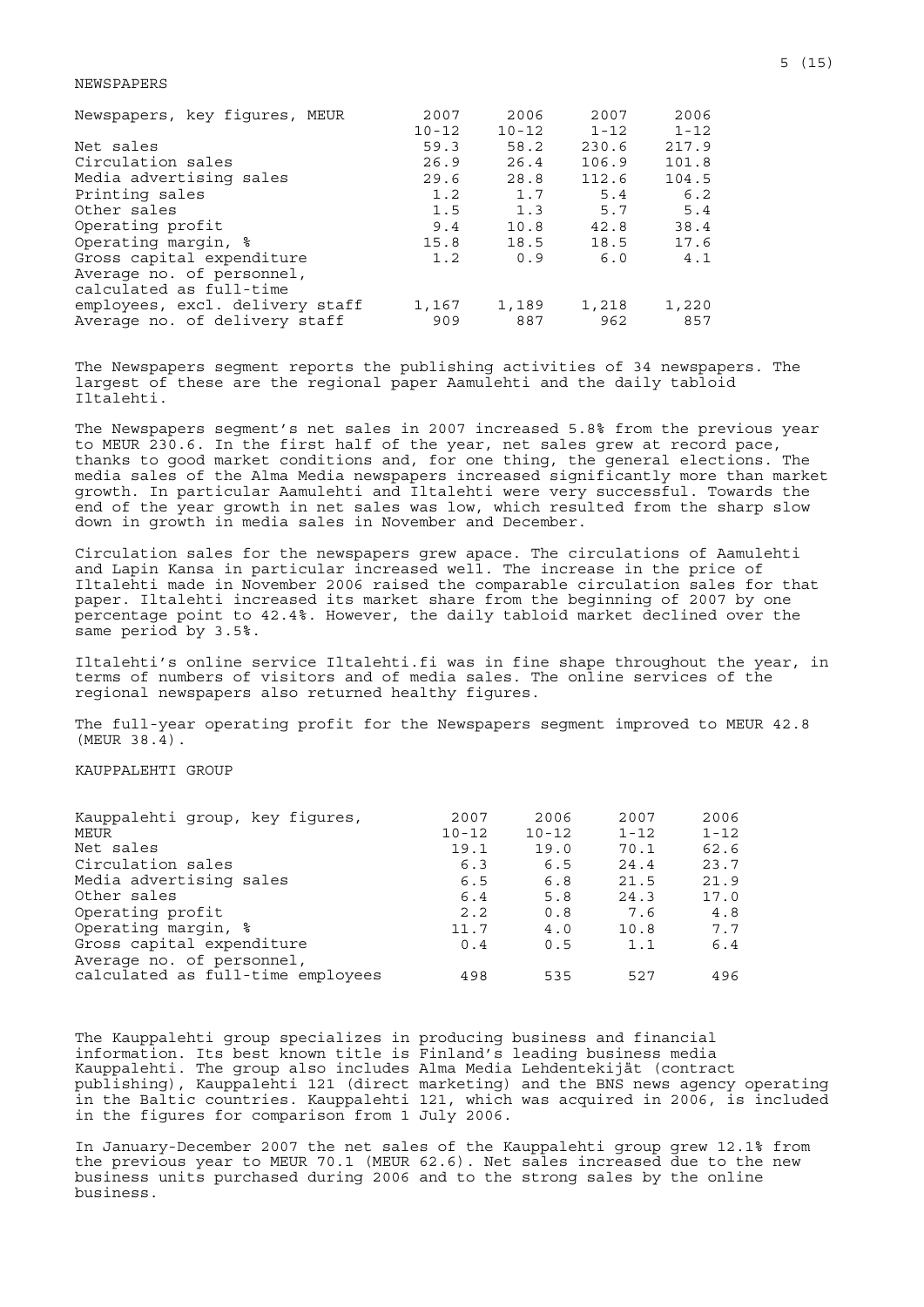## NEWSPAPERS

| Newspapers, key figures, MEUR | 2007 10-12 | 2006 10-12 | 2007 1-12 | 2006 1-12 |
|---|---|---|---|---|
| Net sales | 59.3 | 58.2 | 230.6 | 217.9 |
| Circulation sales | 26.9 | 26.4 | 106.9 | 101.8 |
| Media advertising sales | 29.6 | 28.8 | 112.6 | 104.5 |
| Printing sales | 1.2 | 1.7 | 5.4 | 6.2 |
| Other sales | 1.5 | 1.3 | 5.7 | 5.4 |
| Operating profit | 9.4 | 10.8 | 42.8 | 38.4 |
| Operating margin, % | 15.8 | 18.5 | 18.5 | 17.6 |
| Gross capital expenditure | 1.2 | 0.9 | 6.0 | 4.1 |
| Average no. of personnel, calculated as full-time employees, excl. delivery staff | 1,167 | 1,189 | 1,218 | 1,220 |
| Average no. of delivery staff | 909 | 887 | 962 | 857 |

The Newspapers segment reports the publishing activities of 34 newspapers. The largest of these are the regional paper Aamulehti and the daily tabloid Iltalehti.

The Newspapers segment's net sales in 2007 increased 5.8% from the previous year to MEUR 230.6. In the first half of the year, net sales grew at record pace, thanks to good market conditions and, for one thing, the general elections. The media sales of the Alma Media newspapers increased significantly more than market growth. In particular Aamulehti and Iltalehti were very successful. Towards the end of the year growth in net sales was low, which resulted from the sharp slow down in growth in media sales in November and December.

Circulation sales for the newspapers grew apace. The circulations of Aamulehti and Lapin Kansa in particular increased well. The increase in the price of Iltalehti made in November 2006 raised the comparable circulation sales for that paper. Iltalehti increased its market share from the beginning of 2007 by one percentage point to 42.4%. However, the daily tabloid market declined over the same period by 3.5%.

Iltalehti's online service Iltalehti.fi was in fine shape throughout the year, in terms of numbers of visitors and of media sales. The online services of the regional newspapers also returned healthy figures.

The full-year operating profit for the Newspapers segment improved to MEUR 42.8 (MEUR 38.4).

## KAUPPALEHTI GROUP

| Kauppalehti group, key figures, MEUR | 2007 10-12 | 2006 10-12 | 2007 1-12 | 2006 1-12 |
|---|---|---|---|---|
| Net sales | 19.1 | 19.0 | 70.1 | 62.6 |
| Circulation sales | 6.3 | 6.5 | 24.4 | 23.7 |
| Media advertising sales | 6.5 | 6.8 | 21.5 | 21.9 |
| Other sales | 6.4 | 5.8 | 24.3 | 17.0 |
| Operating profit | 2.2 | 0.8 | 7.6 | 4.8 |
| Operating margin, % | 11.7 | 4.0 | 10.8 | 7.7 |
| Gross capital expenditure | 0.4 | 0.5 | 1.1 | 6.4 |
| Average no. of personnel, calculated as full-time employees | 498 | 535 | 527 | 496 |

The Kauppalehti group specializes in producing business and financial information. Its best known title is Finland's leading business media Kauppalehti. The group also includes Alma Media Lehdentekijät (contract publishing), Kauppalehti 121 (direct marketing) and the BNS news agency operating in the Baltic countries. Kauppalehti 121, which was acquired in 2006, is included in the figures for comparison from 1 July 2006.

In January-December 2007 the net sales of the Kauppalehti group grew 12.1% from the previous year to MEUR 70.1 (MEUR 62.6). Net sales increased due to the new business units purchased during 2006 and to the strong sales by the online business.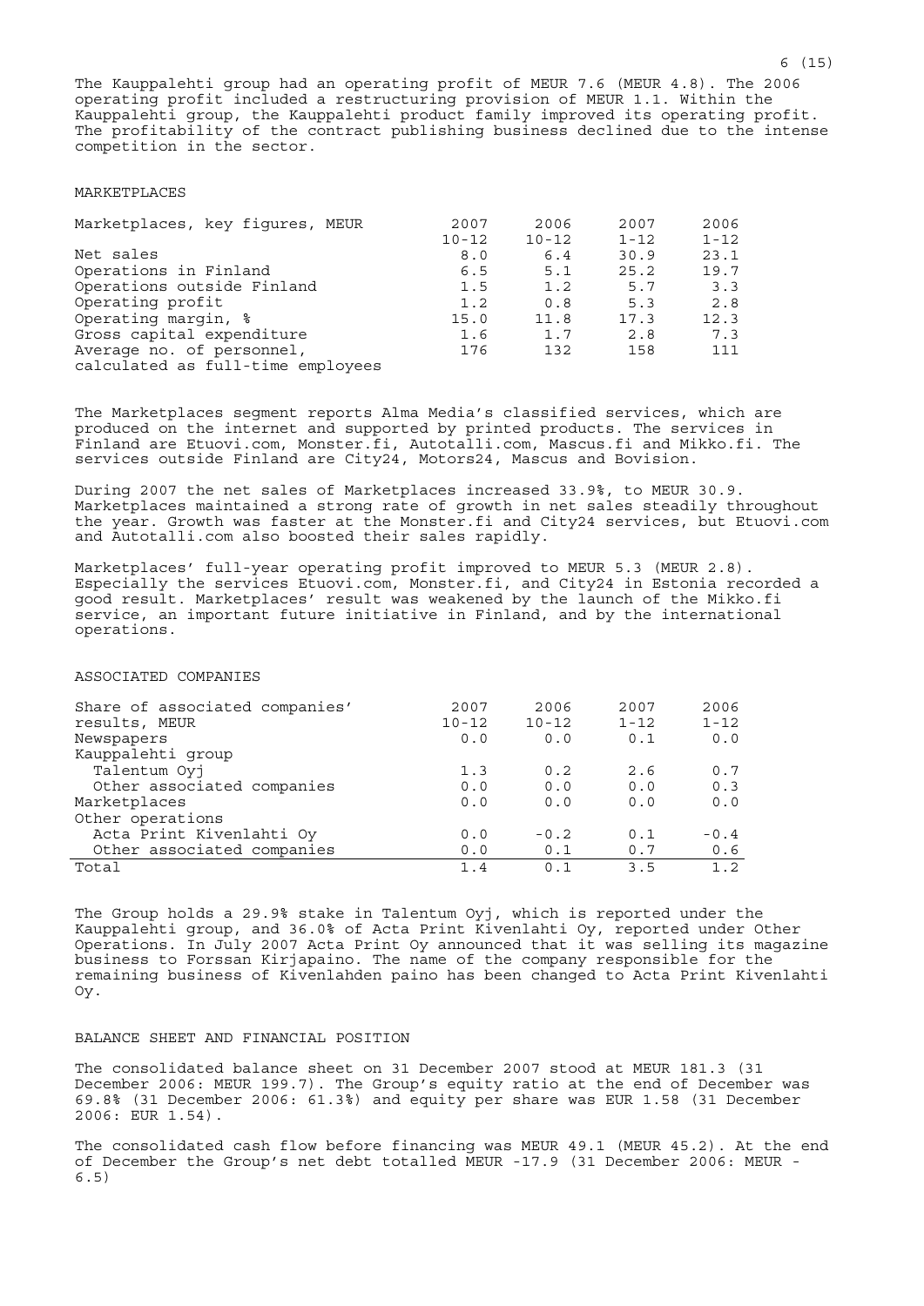The Kauppalehti group had an operating profit of MEUR 7.6 (MEUR 4.8). The 2006 operating profit included a restructuring provision of MEUR 1.1. Within the Kauppalehti group, the Kauppalehti product family improved its operating profit. The profitability of the contract publishing business declined due to the intense competition in the sector.

## MARKETPLACES

| Marketplaces, key figures, MEUR | 2007 10-12 | 2006 10-12 | 2007 1-12 | 2006 1-12 |
|---|---|---|---|---|
| Net sales | 8.0 | 6.4 | 30.9 | 23.1 |
| Operations in Finland | 6.5 | 5.1 | 25.2 | 19.7 |
| Operations outside Finland | 1.5 | 1.2 | 5.7 | 3.3 |
| Operating profit | 1.2 | 0.8 | 5.3 | 2.8 |
| Operating margin, % | 15.0 | 11.8 | 17.3 | 12.3 |
| Gross capital expenditure | 1.6 | 1.7 | 2.8 | 7.3 |
| Average no. of personnel, calculated as full-time employees | 176 | 132 | 158 | 111 |

The Marketplaces segment reports Alma Media's classified services, which are produced on the internet and supported by printed products. The services in Finland are Etuovi.com, Monster.fi, Autotalli.com, Mascus.fi and Mikko.fi. The services outside Finland are City24, Motors24, Mascus and Bovision.

During 2007 the net sales of Marketplaces increased 33.9%, to MEUR 30.9. Marketplaces maintained a strong rate of growth in net sales steadily throughout the year. Growth was faster at the Monster.fi and City24 services, but Etuovi.com and Autotalli.com also boosted their sales rapidly.

Marketplaces' full-year operating profit improved to MEUR 5.3 (MEUR 2.8). Especially the services Etuovi.com, Monster.fi, and City24 in Estonia recorded a good result. Marketplaces' result was weakened by the launch of the Mikko.fi service, an important future initiative in Finland, and by the international operations.

## ASSOCIATED COMPANIES

| Share of associated companies' results, MEUR | 2007 10-12 | 2006 10-12 | 2007 1-12 | 2006 1-12 |
|---|---|---|---|---|
| Newspapers | 0.0 | 0.0 | 0.1 | 0.0 |
| Kauppalehti group | | | | |
| Talentum Oyj | 1.3 | 0.2 | 2.6 | 0.7 |
| Other associated companies | 0.0 | 0.0 | 0.0 | 0.3 |
| Marketplaces | 0.0 | 0.0 | 0.0 | 0.0 |
| Other operations | | | | |
| Acta Print Kivenlahti Oy | 0.0 | -0.2 | 0.1 | -0.4 |
| Other associated companies | 0.0 | 0.1 | 0.7 | 0.6 |
| Total | 1.4 | 0.1 | 3.5 | 1.2 |

The Group holds a 29.9% stake in Talentum Oyj, which is reported under the Kauppalehti group, and 36.0% of Acta Print Kivenlahti Oy, reported under Other Operations. In July 2007 Acta Print Oy announced that it was selling its magazine business to Forssan Kirjapaino. The name of the company responsible for the remaining business of Kivenlahden paino has been changed to Acta Print Kivenlahti Oy.

## BALANCE SHEET AND FINANCIAL POSITION

The consolidated balance sheet on 31 December 2007 stood at MEUR 181.3 (31 December 2006: MEUR 199.7). The Group's equity ratio at the end of December was 69.8% (31 December 2006: 61.3%) and equity per share was EUR 1.58 (31 December 2006: EUR 1.54).

The consolidated cash flow before financing was MEUR 49.1 (MEUR 45.2). At the end of December the Group's net debt totalled MEUR -17.9 (31 December 2006: MEUR -6.5)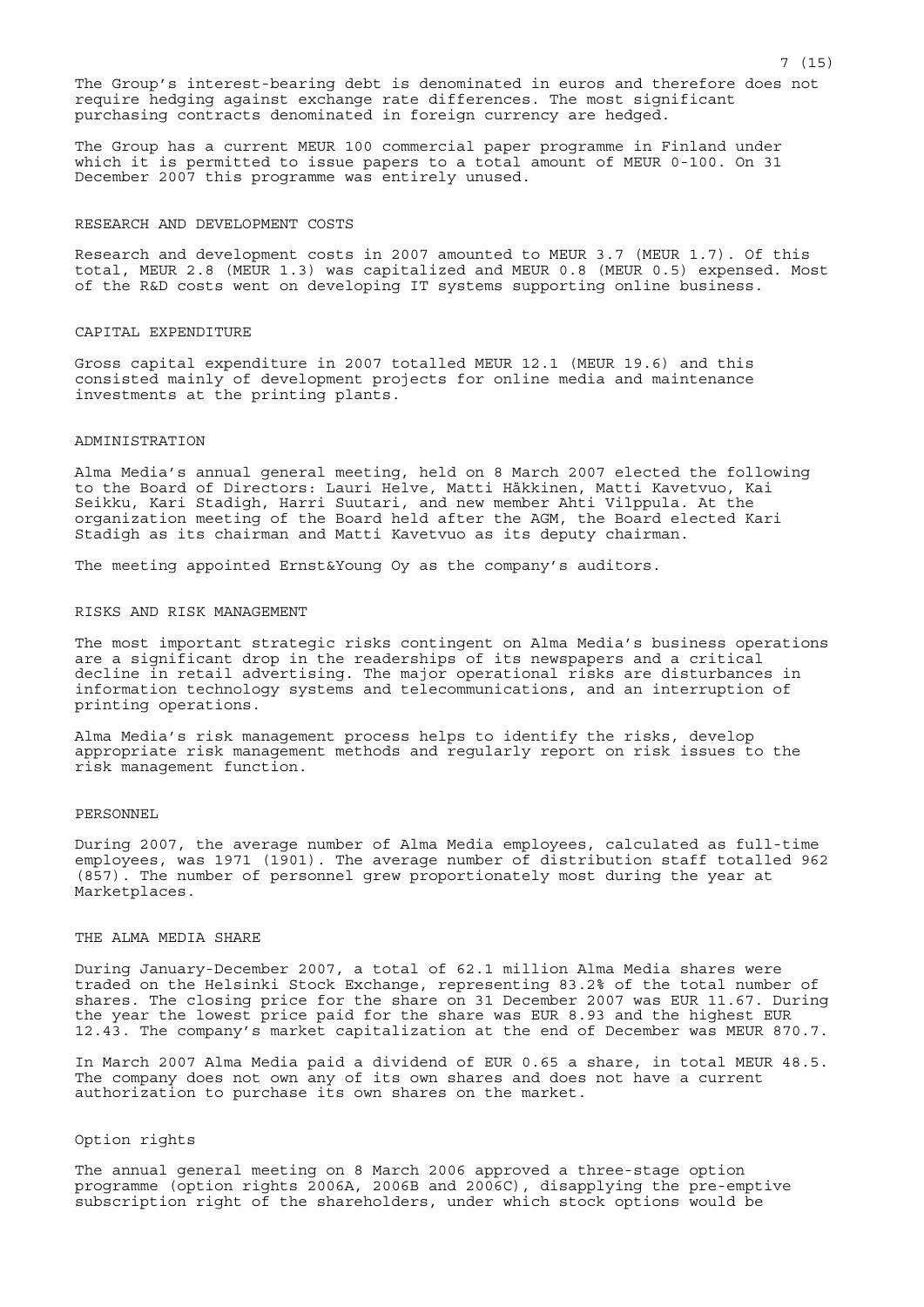The Group's interest-bearing debt is denominated in euros and therefore does not require hedging against exchange rate differences. The most significant purchasing contracts denominated in foreign currency are hedged.

The Group has a current MEUR 100 commercial paper programme in Finland under which it is permitted to issue papers to a total amount of MEUR 0-100. On 31 December 2007 this programme was entirely unused.

## RESEARCH AND DEVELOPMENT COSTS

Research and development costs in 2007 amounted to MEUR 3.7 (MEUR 1.7). Of this total, MEUR 2.8 (MEUR 1.3) was capitalized and MEUR 0.8 (MEUR 0.5) expensed. Most of the R&D costs went on developing IT systems supporting online business.

## CAPITAL EXPENDITURE

Gross capital expenditure in 2007 totalled MEUR 12.1 (MEUR 19.6) and this consisted mainly of development projects for online media and maintenance investments at the printing plants.

## ADMINISTRATION

Alma Media's annual general meeting, held on 8 March 2007 elected the following to the Board of Directors: Lauri Helve, Matti Häkkinen, Matti Kavetvuo, Kai Seikku, Kari Stadigh, Harri Suutari, and new member Ahti Vilppula. At the organization meeting of the Board held after the AGM, the Board elected Kari Stadigh as its chairman and Matti Kavetvuo as its deputy chairman.

The meeting appointed Ernst&Young Oy as the company's auditors.

## RISKS AND RISK MANAGEMENT

The most important strategic risks contingent on Alma Media's business operations are a significant drop in the readerships of its newspapers and a critical decline in retail advertising. The major operational risks are disturbances in information technology systems and telecommunications, and an interruption of printing operations.

Alma Media's risk management process helps to identify the risks, develop appropriate risk management methods and regularly report on risk issues to the risk management function.

## PERSONNEL

During 2007, the average number of Alma Media employees, calculated as full-time employees, was 1971 (1901). The average number of distribution staff totalled 962 (857). The number of personnel grew proportionately most during the year at Marketplaces.

## THE ALMA MEDIA SHARE

During January-December 2007, a total of 62.1 million Alma Media shares were traded on the Helsinki Stock Exchange, representing 83.2% of the total number of shares. The closing price for the share on 31 December 2007 was EUR 11.67. During the year the lowest price paid for the share was EUR 8.93 and the highest EUR 12.43. The company's market capitalization at the end of December was MEUR 870.7.

In March 2007 Alma Media paid a dividend of EUR 0.65 a share, in total MEUR 48.5. The company does not own any of its own shares and does not have a current authorization to purchase its own shares on the market.

### Option rights

The annual general meeting on 8 March 2006 approved a three-stage option programme (option rights 2006A, 2006B and 2006C), disapplying the pre-emptive subscription right of the shareholders, under which stock options would be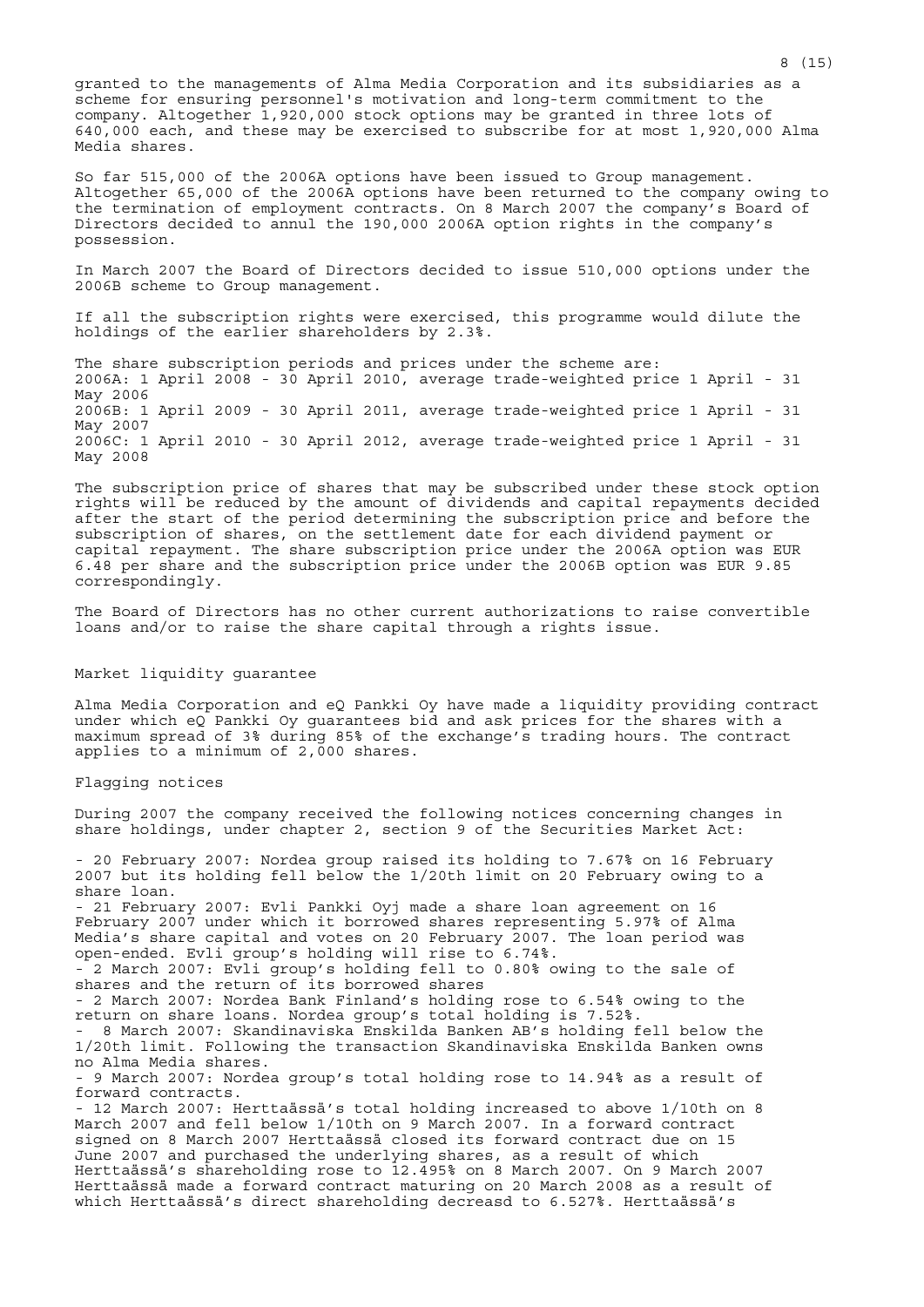granted to the managements of Alma Media Corporation and its subsidiaries as a scheme for ensuring personnel's motivation and long-term commitment to the company. Altogether 1,920,000 stock options may be granted in three lots of 640,000 each, and these may be exercised to subscribe for at most 1,920,000 Alma Media shares.

So far 515,000 of the 2006A options have been issued to Group management. Altogether 65,000 of the 2006A options have been returned to the company owing to the termination of employment contracts. On 8 March 2007 the company's Board of Directors decided to annul the 190,000 2006A option rights in the company's possession.

In March 2007 the Board of Directors decided to issue 510,000 options under the 2006B scheme to Group management.

If all the subscription rights were exercised, this programme would dilute the holdings of the earlier shareholders by 2.3%.

The share subscription periods and prices under the scheme are:
2006A: 1 April 2008 - 30 April 2010, average trade-weighted price 1 April - 31 May 2006
2006B: 1 April 2009 - 30 April 2011, average trade-weighted price 1 April - 31 May 2007
2006C: 1 April 2010 - 30 April 2012, average trade-weighted price 1 April - 31 May 2008

The subscription price of shares that may be subscribed under these stock option rights will be reduced by the amount of dividends and capital repayments decided after the start of the period determining the subscription price and before the subscription of shares, on the settlement date for each dividend payment or capital repayment. The share subscription price under the 2006A option was EUR 6.48 per share and the subscription price under the 2006B option was EUR 9.85 correspondingly.

The Board of Directors has no other current authorizations to raise convertible loans and/or to raise the share capital through a rights issue.

## Market liquidity guarantee

Alma Media Corporation and eQ Pankki Oy have made a liquidity providing contract under which eQ Pankki Oy guarantees bid and ask prices for the shares with a maximum spread of 3% during 85% of the exchange's trading hours. The contract applies to a minimum of 2,000 shares.

## Flagging notices

During 2007 the company received the following notices concerning changes in share holdings, under chapter 2, section 9 of the Securities Market Act:

- 20 February 2007: Nordea group raised its holding to 7.67% on 16 February 2007 but its holding fell below the 1/20th limit on 20 February owing to a share loan.
- 21 February 2007: Evli Pankki Oyj made a share loan agreement on 16 February 2007 under which it borrowed shares representing 5.97% of Alma Media's share capital and votes on 20 February 2007. The loan period was open-ended. Evli group's holding will rise to 6.74%.
- 2 March 2007: Evli group's holding fell to 0.80% owing to the sale of shares and the return of its borrowed shares
- 2 March 2007: Nordea Bank Finland's holding rose to 6.54% owing to the return on share loans. Nordea group's total holding is 7.52%.
- 8 March 2007: Skandinaviska Enskilda Banken AB's holding fell below the 1/20th limit. Following the transaction Skandinaviska Enskilda Banken owns no Alma Media shares.
- 9 March 2007: Nordea group's total holding rose to 14.94% as a result of forward contracts.
- 12 March 2007: Herttaässä's total holding increased to above 1/10th on 8 March 2007 and fell below 1/10th on 9 March 2007. In a forward contract signed on 8 March 2007 Herttaässä closed its forward contract due on 15 June 2007 and purchased the underlying shares, as a result of which Herttaässä's shareholding rose to 12.495% on 8 March 2007. On 9 March 2007 Herttaässä made a forward contract maturing on 20 March 2008 as a result of which Herttaässä's direct shareholding decreasd to 6.527%. Herttaässä's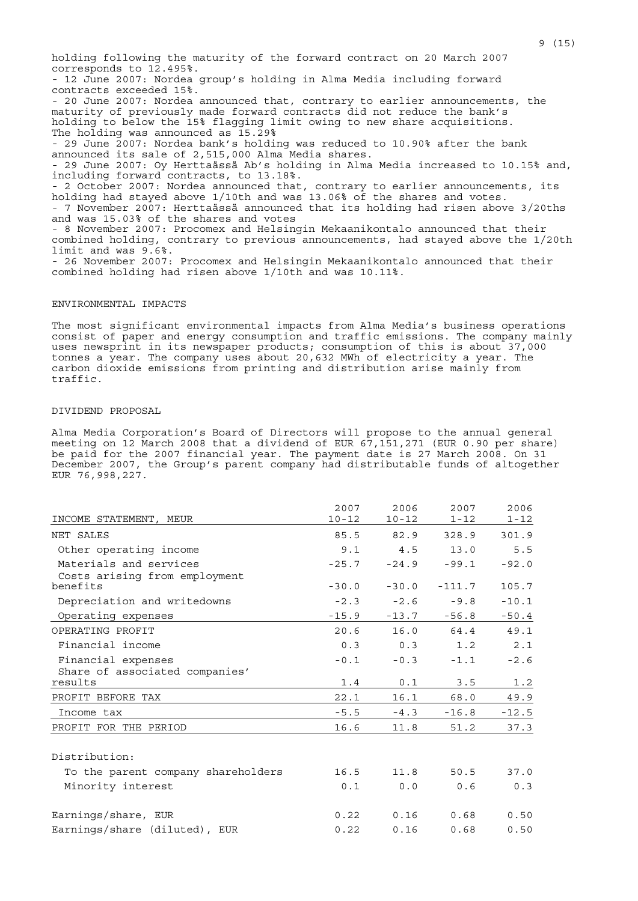holding following the maturity of the forward contract on 20 March 2007 corresponds to 12.495%.
- 12 June 2007: Nordea group's holding in Alma Media including forward contracts exceeded 15%.
- 20 June 2007: Nordea announced that, contrary to earlier announcements, the maturity of previously made forward contracts did not reduce the bank's holding to below the 15% flagging limit owing to new share acquisitions. The holding was announced as 15.29%
- 29 June 2007: Nordea bank's holding was reduced to 10.90% after the bank announced its sale of 2,515,000 Alma Media shares.
- 29 June 2007: Oy Herttaässä Ab's holding in Alma Media increased to 10.15% and, including forward contracts, to 13.18%.
- 2 October 2007: Nordea announced that, contrary to earlier announcements, its holding had stayed above 1/10th and was 13.06% of the shares and votes.
- 7 November 2007: Herttaässä announced that its holding had risen above 3/20ths and was 15.03% of the shares and votes
- 8 November 2007: Procomex and Helsingin Mekaanikontalo announced that their combined holding, contrary to previous announcements, had stayed above the 1/20th limit and was 9.6%.
- 26 November 2007: Procomex and Helsingin Mekaanikontalo announced that their combined holding had risen above 1/10th and was 10.11%.

## ENVIRONMENTAL IMPACTS

The most significant environmental impacts from Alma Media's business operations consist of paper and energy consumption and traffic emissions. The company mainly uses newsprint in its newspaper products; consumption of this is about 37,000 tonnes a year. The company uses about 20,632 MWh of electricity a year. The carbon dioxide emissions from printing and distribution arise mainly from traffic.

## DIVIDEND PROPOSAL

Alma Media Corporation's Board of Directors will propose to the annual general meeting on 12 March 2008 that a dividend of EUR 67,151,271 (EUR 0.90 per share) be paid for the 2007 financial year. The payment date is 27 March 2008. On 31 December 2007, the Group's parent company had distributable funds of altogether EUR 76,998,227.

| INCOME STATEMENT, MEUR | 2007 10-12 | 2006 10-12 | 2007 1-12 | 2006 1-12 |
|---|---|---|---|---|
| NET SALES | 85.5 | 82.9 | 328.9 | 301.9 |
| Other operating income | 9.1 | 4.5 | 13.0 | 5.5 |
| Materials and services | -25.7 | -24.9 | -99.1 | -92.0 |
| Costs arising from employment benefits | -30.0 | -30.0 | -111.7 | 105.7 |
| Depreciation and writedowns | -2.3 | -2.6 | -9.8 | -10.1 |
| Operating expenses | -15.9 | -13.7 | -56.8 | -50.4 |
| OPERATING PROFIT | 20.6 | 16.0 | 64.4 | 49.1 |
| Financial income | 0.3 | 0.3 | 1.2 | 2.1 |
| Financial expenses | -0.1 | -0.3 | -1.1 | -2.6 |
| Share of associated companies' results | 1.4 | 0.1 | 3.5 | 1.2 |
| PROFIT BEFORE TAX | 22.1 | 16.1 | 68.0 | 49.9 |
| Income tax | -5.5 | -4.3 | -16.8 | -12.5 |
| PROFIT FOR THE PERIOD | 16.6 | 11.8 | 51.2 | 37.3 |
| | | | | |
| Distribution: | | | | |
| To the parent company shareholders | 16.5 | 11.8 | 50.5 | 37.0 |
| Minority interest | 0.1 | 0.0 | 0.6 | 0.3 |
| | | | | |
| Earnings/share, EUR | 0.22 | 0.16 | 0.68 | 0.50 |
| Earnings/share (diluted), EUR | 0.22 | 0.16 | 0.68 | 0.50 |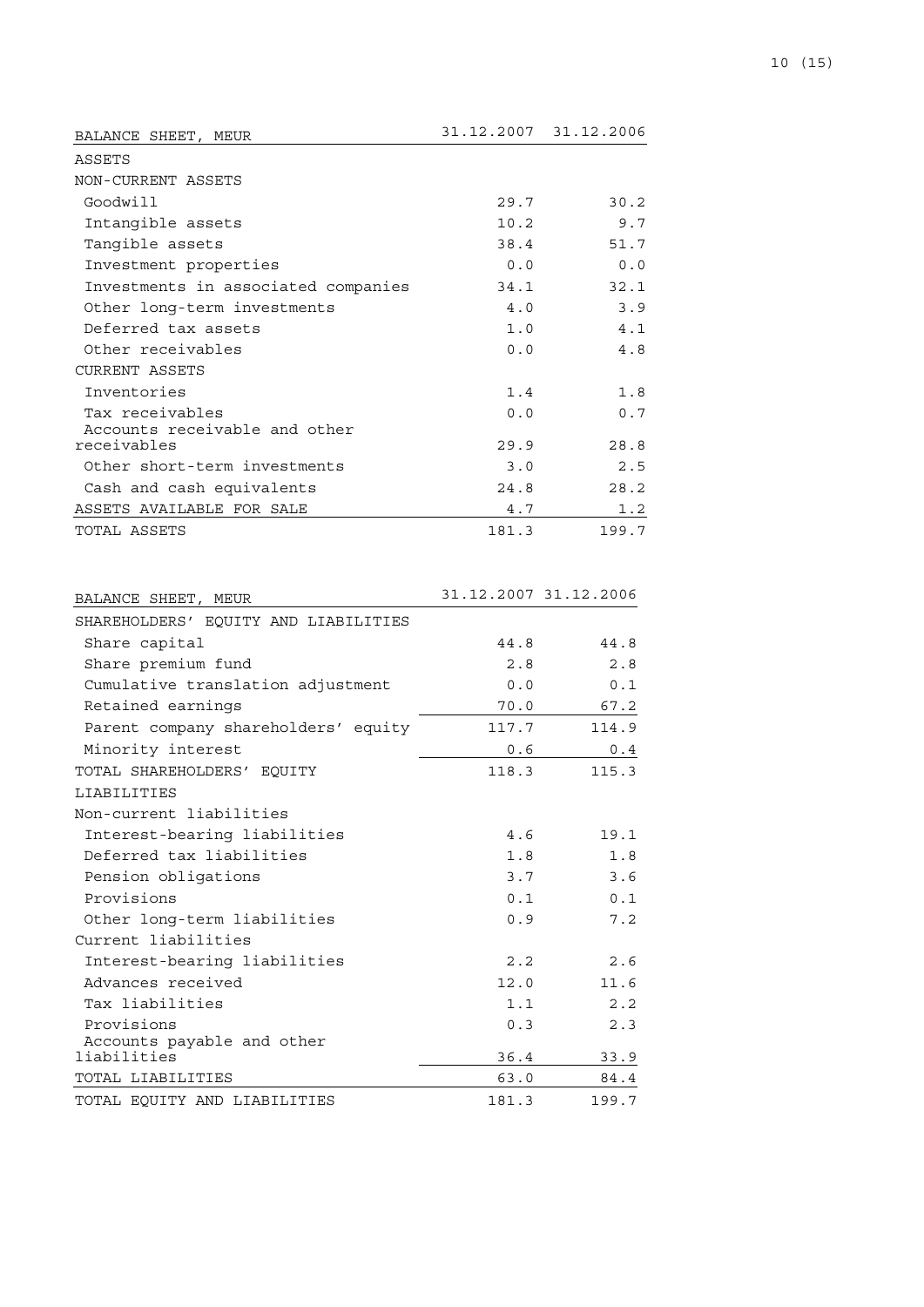| BALANCE SHEET, MEUR | 31.12.2007 | 31.12.2006 |
|---|---|---|
| ASSETS | | |
| NON-CURRENT ASSETS | | |
| Goodwill | 29.7 | 30.2 |
| Intangible assets | 10.2 | 9.7 |
| Tangible assets | 38.4 | 51.7 |
| Investment properties | 0.0 | 0.0 |
| Investments in associated companies | 34.1 | 32.1 |
| Other long-term investments | 4.0 | 3.9 |
| Deferred tax assets | 1.0 | 4.1 |
| Other receivables | 0.0 | 4.8 |
| CURRENT ASSETS | | |
| Inventories | 1.4 | 1.8 |
| Tax receivables | 0.0 | 0.7 |
| Accounts receivable and other receivables | 29.9 | 28.8 |
| Other short-term investments | 3.0 | 2.5 |
| Cash and cash equivalents | 24.8 | 28.2 |
| ASSETS AVAILABLE FOR SALE | 4.7 | 1.2 |
| TOTAL ASSETS | 181.3 | 199.7 |

| BALANCE SHEET, MEUR | 31.12.2007 | 31.12.2006 |
|---|---|---|
| SHAREHOLDERS' EQUITY AND LIABILITIES | | |
| Share capital | 44.8 | 44.8 |
| Share premium fund | 2.8 | 2.8 |
| Cumulative translation adjustment | 0.0 | 0.1 |
| Retained earnings | 70.0 | 67.2 |
| Parent company shareholders' equity | 117.7 | 114.9 |
| Minority interest | 0.6 | 0.4 |
| TOTAL SHAREHOLDERS' EQUITY | 118.3 | 115.3 |
| LIABILITIES | | |
| Non-current liabilities | | |
| Interest-bearing liabilities | 4.6 | 19.1 |
| Deferred tax liabilities | 1.8 | 1.8 |
| Pension obligations | 3.7 | 3.6 |
| Provisions | 0.1 | 0.1 |
| Other long-term liabilities | 0.9 | 7.2 |
| Current liabilities | | |
| Interest-bearing liabilities | 2.2 | 2.6 |
| Advances received | 12.0 | 11.6 |
| Tax liabilities | 1.1 | 2.2 |
| Provisions | 0.3 | 2.3 |
| Accounts payable and other liabilities | 36.4 | 33.9 |
| TOTAL LIABILITIES | 63.0 | 84.4 |
| TOTAL EQUITY AND LIABILITIES | 181.3 | 199.7 |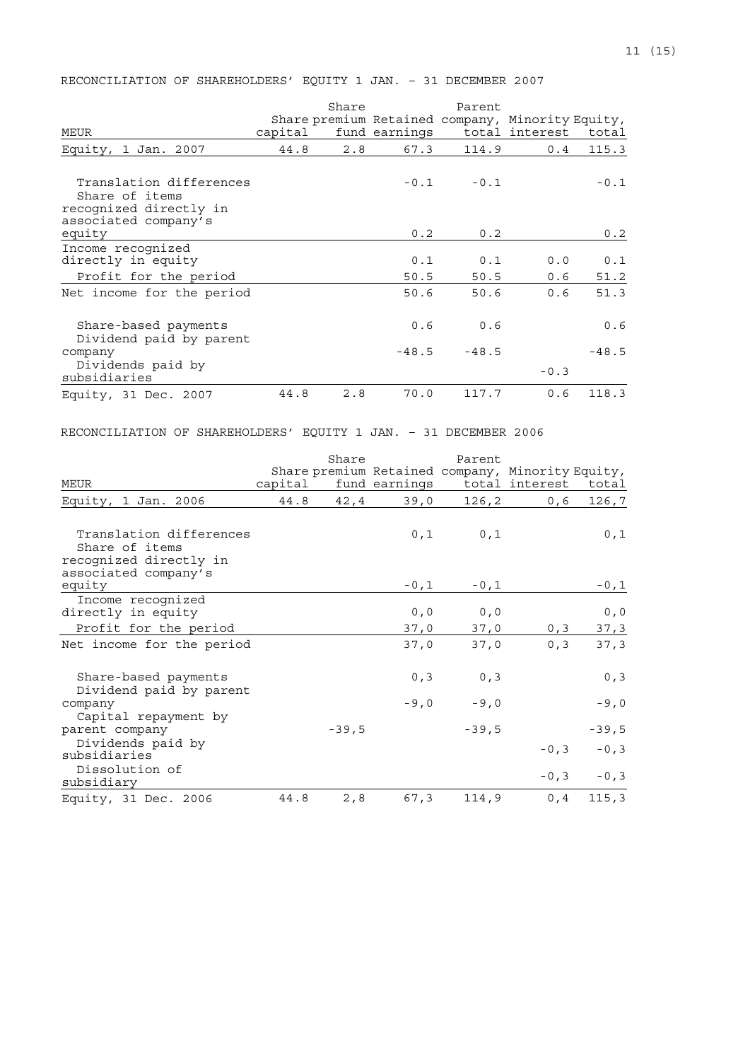RECONCILIATION OF SHAREHOLDERS' EQUITY 1 JAN. – 31 DECEMBER 2007

| MEUR | Share capital | Share premium fund | Retained earnings | Parent company, total | Minority interest | Equity, total |
|---|---|---|---|---|---|---|
| Equity, 1 Jan. 2007 | 44.8 | 2.8 | 67.3 | 114.9 | 0.4 | 115.3 |
| Translation differences | | | -0.1 | -0.1 | | -0.1 |
| Share of items recognized directly in associated company's equity | | | 0.2 | 0.2 | | 0.2 |
| Income recognized directly in equity | | | 0.1 | 0.1 | 0.0 | 0.1 |
| Profit for the period | | | 50.5 | 50.5 | 0.6 | 51.2 |
| Net income for the period | | | 50.6 | 50.6 | 0.6 | 51.3 |
| Share-based payments | | | 0.6 | 0.6 | | 0.6 |
| Dividend paid by parent company | | | -48.5 | -48.5 | | -48.5 |
| Dividends paid by subsidiaries | | | | | -0.3 | |
| Equity, 31 Dec. 2007 | 44.8 | 2.8 | 70.0 | 117.7 | 0.6 | 118.3 |

RECONCILIATION OF SHAREHOLDERS' EQUITY 1 JAN. – 31 DECEMBER 2006

| MEUR | Share capital | Share premium fund | Retained earnings | Parent company, total | Minority interest | Equity, total |
|---|---|---|---|---|---|---|
| Equity, 1 Jan. 2006 | 44.8 | 42,4 | 39,0 | 126,2 | 0,6 | 126,7 |
| Translation differences | | | 0,1 | 0,1 | | 0,1 |
| Share of items recognized directly in associated company's equity | | | -0,1 | -0,1 | | -0,1 |
| Income recognized directly in equity | | | 0,0 | 0,0 | | 0,0 |
| Profit for the period | | | 37,0 | 37,0 | 0,3 | 37,3 |
| Net income for the period | | | 37,0 | 37,0 | 0,3 | 37,3 |
| Share-based payments | | | 0,3 | 0,3 | | 0,3 |
| Dividend paid by parent company | | | -9,0 | -9,0 | | -9,0 |
| Capital repayment by parent company | | -39,5 | | -39,5 | | -39,5 |
| Dividends paid by subsidiaries | | | | | -0,3 | -0,3 |
| Dissolution of subsidiary | | | | | -0,3 | -0,3 |
| Equity, 31 Dec. 2006 | 44.8 | 2,8 | 67,3 | 114,9 | 0,4 | 115,3 |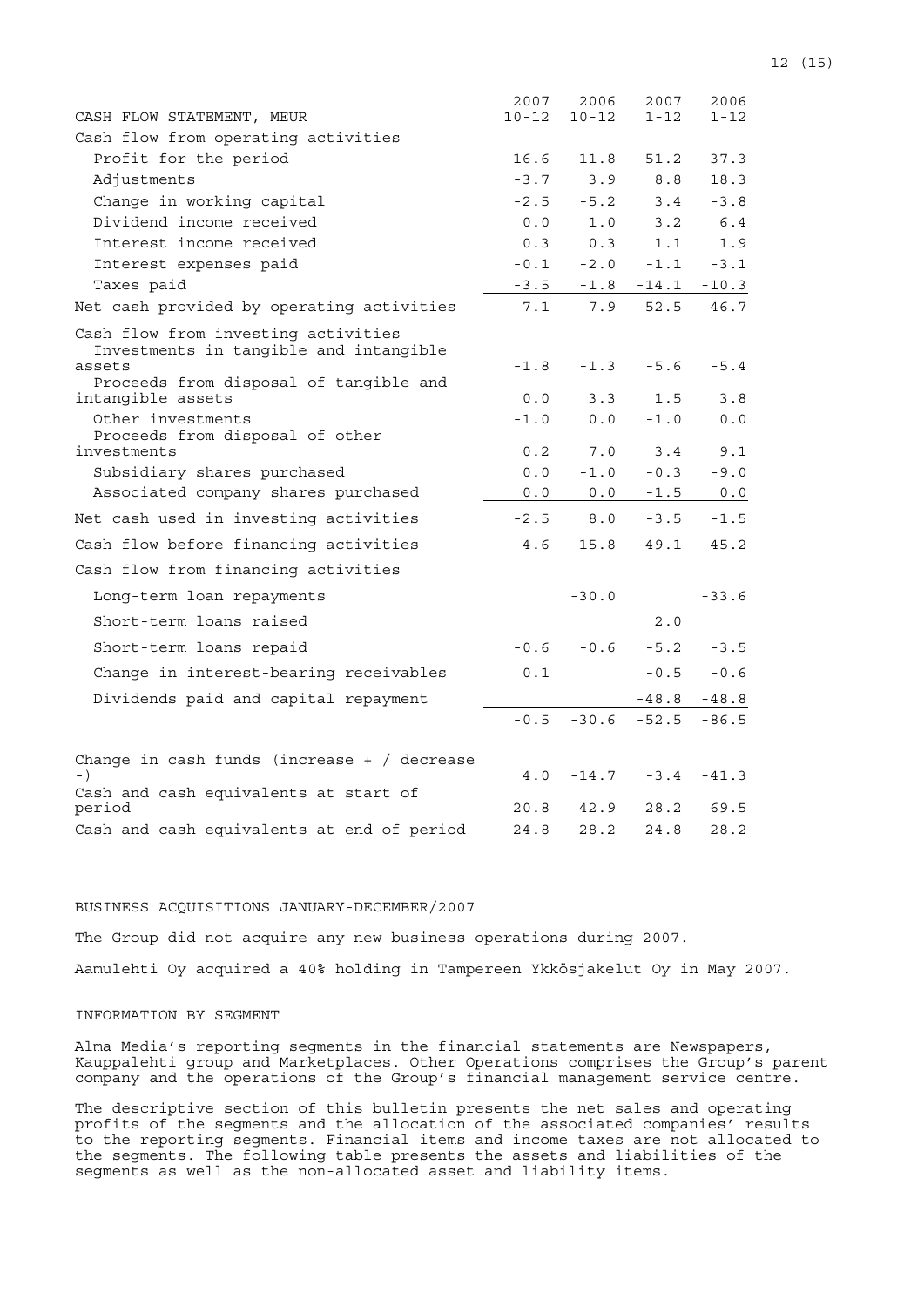| CASH FLOW STATEMENT, MEUR | 2007 10-12 | 2006 10-12 | 2007 1-12 | 2006 1-12 |
|---|---|---|---|---|
| Cash flow from operating activities | | | | |
| Profit for the period | 16.6 | 11.8 | 51.2 | 37.3 |
| Adjustments | -3.7 | 3.9 | 8.8 | 18.3 |
| Change in working capital | -2.5 | -5.2 | 3.4 | -3.8 |
| Dividend income received | 0.0 | 1.0 | 3.2 | 6.4 |
| Interest income received | 0.3 | 0.3 | 1.1 | 1.9 |
| Interest expenses paid | -0.1 | -2.0 | -1.1 | -3.1 |
| Taxes paid | -3.5 | -1.8 | -14.1 | -10.3 |
| Net cash provided by operating activities | 7.1 | 7.9 | 52.5 | 46.7 |
| Cash flow from investing activities | | | | |
| Investments in tangible and intangible assets | -1.8 | -1.3 | -5.6 | -5.4 |
| Proceeds from disposal of tangible and intangible assets | 0.0 | 3.3 | 1.5 | 3.8 |
| Other investments | -1.0 | 0.0 | -1.0 | 0.0 |
| Proceeds from disposal of other investments | 0.2 | 7.0 | 3.4 | 9.1 |
| Subsidiary shares purchased | 0.0 | -1.0 | -0.3 | -9.0 |
| Associated company shares purchased | 0.0 | 0.0 | -1.5 | 0.0 |
| Net cash used in investing activities | -2.5 | 8.0 | -3.5 | -1.5 |
| Cash flow before financing activities | 4.6 | 15.8 | 49.1 | 45.2 |
| Cash flow from financing activities | | | | |
| Long-term loan repayments | | -30.0 | | -33.6 |
| Short-term loans raised | | | 2.0 | |
| Short-term loans repaid | -0.6 | -0.6 | -5.2 | -3.5 |
| Change in interest-bearing receivables | 0.1 | | -0.5 | -0.6 |
| Dividends paid and capital repayment | | | -48.8 | -48.8 |
| | -0.5 | -30.6 | -52.5 | -86.5 |
| Change in cash funds (increase + / decrease -) | 4.0 | -14.7 | -3.4 | -41.3 |
| Cash and cash equivalents at start of period | 20.8 | 42.9 | 28.2 | 69.5 |
| Cash and cash equivalents at end of period | 24.8 | 28.2 | 24.8 | 28.2 |

BUSINESS ACQUISITIONS JANUARY-DECEMBER/2007

The Group did not acquire any new business operations during 2007.

Aamulehti Oy acquired a 40% holding in Tampereen Ykkösjakelut Oy in May 2007.

INFORMATION BY SEGMENT

Alma Media's reporting segments in the financial statements are Newspapers, Kauppalehti group and Marketplaces. Other Operations comprises the Group's parent company and the operations of the Group's financial management service centre.

The descriptive section of this bulletin presents the net sales and operating profits of the segments and the allocation of the associated companies' results to the reporting segments. Financial items and income taxes are not allocated to the segments. The following table presents the assets and liabilities of the segments as well as the non-allocated asset and liability items.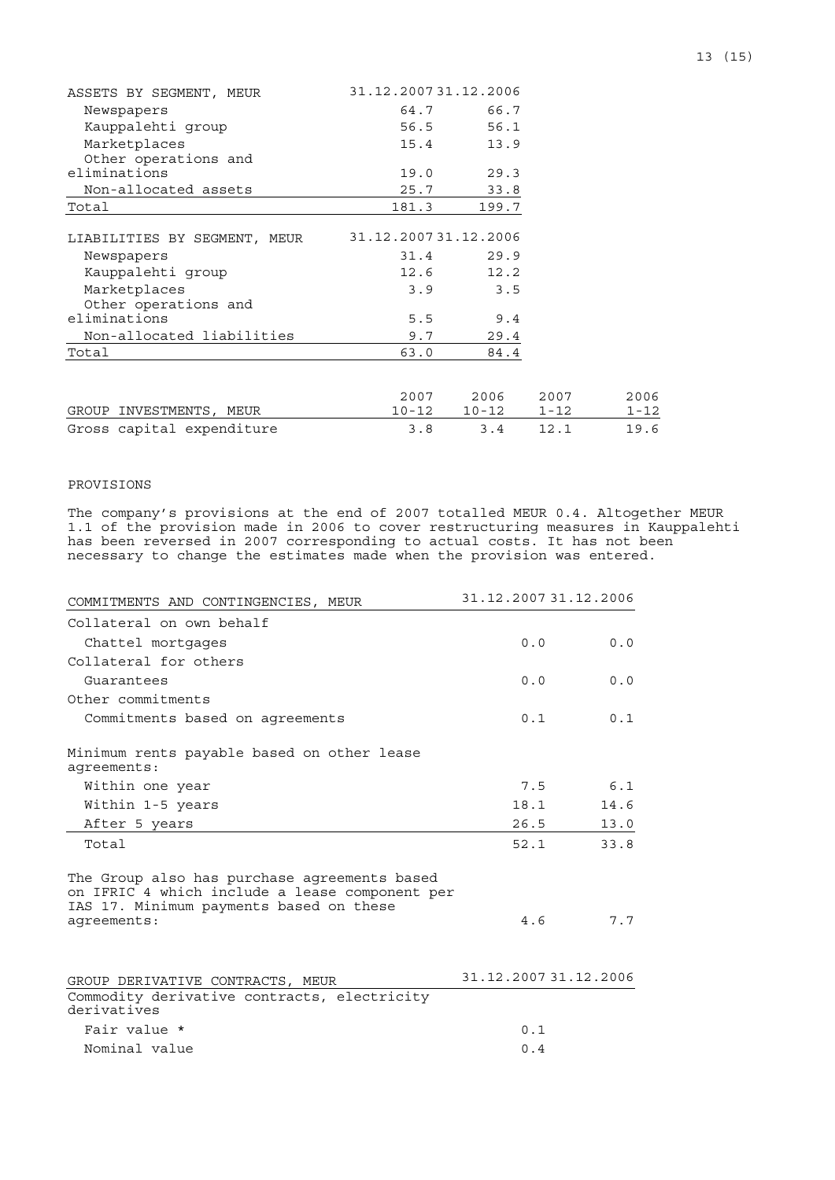| ASSETS BY SEGMENT, MEUR | 31.12.2007 | 31.12.2006 |
|---|---|---|
| Newspapers | 64.7 | 66.7 |
| Kauppalehti group | 56.5 | 56.1 |
| Marketplaces | 15.4 | 13.9 |
| Other operations and eliminations | 19.0 | 29.3 |
| Non-allocated assets | 25.7 | 33.8 |
| Total | 181.3 | 199.7 |

| LIABILITIES BY SEGMENT, MEUR | 31.12.2007 | 31.12.2006 |
|---|---|---|
| Newspapers | 31.4 | 29.9 |
| Kauppalehti group | 12.6 | 12.2 |
| Marketplaces | 3.9 | 3.5 |
| Other operations and eliminations | 5.5 | 9.4 |
| Non-allocated liabilities | 9.7 | 29.4 |
| Total | 63.0 | 84.4 |

| GROUP INVESTMENTS, MEUR | 2007 10-12 | 2006 10-12 | 2007 1-12 | 2006 1-12 |
|---|---|---|---|---|
| Gross capital expenditure | 3.8 | 3.4 | 12.1 | 19.6 |

PROVISIONS

The company's provisions at the end of 2007 totalled MEUR 0.4. Altogether MEUR 1.1 of the provision made in 2006 to cover restructuring measures in Kauppalehti has been reversed in 2007 corresponding to actual costs. It has not been necessary to change the estimates made when the provision was entered.

| COMMITMENTS AND CONTINGENCIES, MEUR | 31.12.2007 | 31.12.2006 |
|---|---|---|
| Collateral on own behalf | | |
| Chattel mortgages | 0.0 | 0.0 |
| Collateral for others | | |
| Guarantees | 0.0 | 0.0 |
| Other commitments | | |
| Commitments based on agreements | 0.1 | 0.1 |
| Minimum rents payable based on other lease agreements: | | |
| Within one year | 7.5 | 6.1 |
| Within 1-5 years | 18.1 | 14.6 |
| After 5 years | 26.5 | 13.0 |
| Total | 52.1 | 33.8 |
| The Group also has purchase agreements based on IFRIC 4 which include a lease component per IAS 17. Minimum payments based on these agreements: | 4.6 | 7.7 |

| GROUP DERIVATIVE CONTRACTS, MEUR | 31.12.2007 | 31.12.2006 |
|---|---|---|
| Commodity derivative contracts, electricity derivatives | | |
| Fair value * | 0.1 | |
| Nominal value | 0.4 | |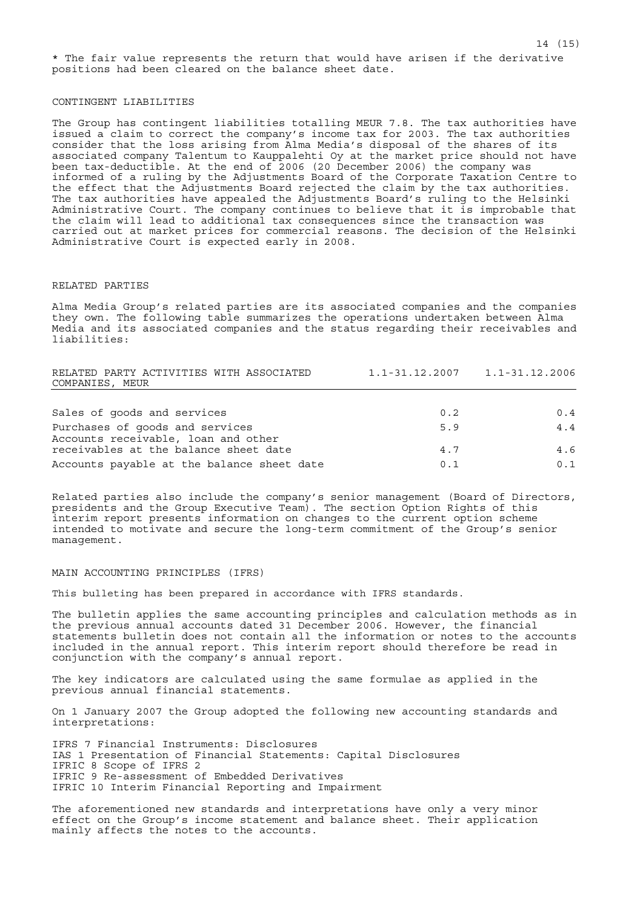* The fair value represents the return that would have arisen if the derivative positions had been cleared on the balance sheet date.

## CONTINGENT LIABILITIES

The Group has contingent liabilities totalling MEUR 7.8. The tax authorities have issued a claim to correct the company's income tax for 2003. The tax authorities consider that the loss arising from Alma Media's disposal of the shares of its associated company Talentum to Kauppalehti Oy at the market price should not have been tax-deductible. At the end of 2006 (20 December 2006) the company was informed of a ruling by the Adjustments Board of the Corporate Taxation Centre to the effect that the Adjustments Board rejected the claim by the tax authorities. The tax authorities have appealed the Adjustments Board's ruling to the Helsinki Administrative Court. The company continues to believe that it is improbable that the claim will lead to additional tax consequences since the transaction was carried out at market prices for commercial reasons. The decision of the Helsinki Administrative Court is expected early in 2008.

## RELATED PARTIES

Alma Media Group's related parties are its associated companies and the companies they own. The following table summarizes the operations undertaken between Alma Media and its associated companies and the status regarding their receivables and liabilities:

| RELATED PARTY ACTIVITIES WITH ASSOCIATED COMPANIES, MEUR | 1.1-31.12.2007 | 1.1-31.12.2006 |
|---|---|---|
| Sales of goods and services | 0.2 | 0.4 |
| Purchases of goods and services | 5.9 | 4.4 |
| Accounts receivable, loan and other receivables at the balance sheet date | 4.7 | 4.6 |
| Accounts payable at the balance sheet date | 0.1 | 0.1 |

Related parties also include the company's senior management (Board of Directors, presidents and the Group Executive Team). The section Option Rights of this interim report presents information on changes to the current option scheme intended to motivate and secure the long-term commitment of the Group's senior management.

## MAIN ACCOUNTING PRINCIPLES (IFRS)

This bulleting has been prepared in accordance with IFRS standards.

The bulletin applies the same accounting principles and calculation methods as in the previous annual accounts dated 31 December 2006. However, the financial statements bulletin does not contain all the information or notes to the accounts included in the annual report. This interim report should therefore be read in conjunction with the company's annual report.

The key indicators are calculated using the same formulae as applied in the previous annual financial statements.

On 1 January 2007 the Group adopted the following new accounting standards and interpretations:

IFRS 7 Financial Instruments: Disclosures
IAS 1 Presentation of Financial Statements: Capital Disclosures
IFRIC 8 Scope of IFRS 2
IFRIC 9 Re-assessment of Embedded Derivatives
IFRIC 10 Interim Financial Reporting and Impairment

The aforementioned new standards and interpretations have only a very minor effect on the Group's income statement and balance sheet. Their application mainly affects the notes to the accounts.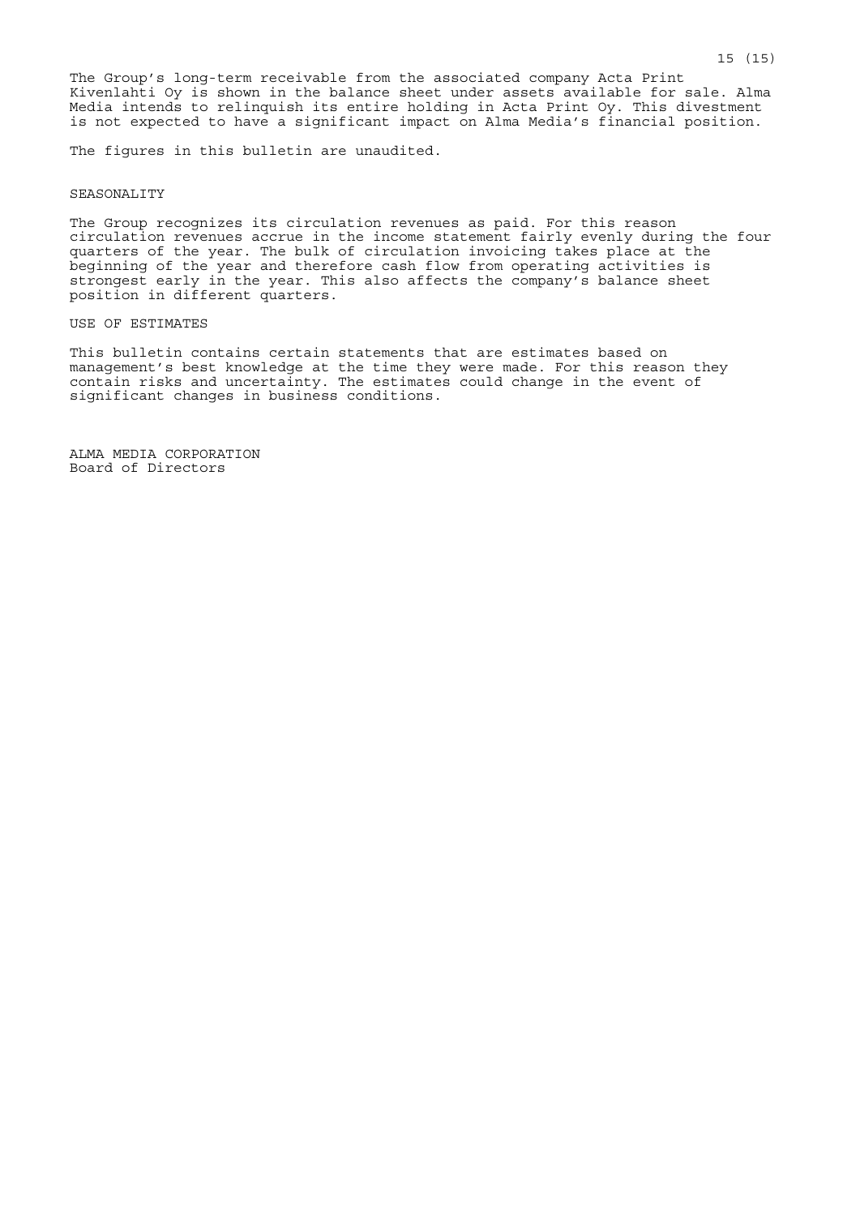The Group's long-term receivable from the associated company Acta Print Kivenlahti Oy is shown in the balance sheet under assets available for sale. Alma Media intends to relinquish its entire holding in Acta Print Oy. This divestment is not expected to have a significant impact on Alma Media's financial position.

The figures in this bulletin are unaudited.

## SEASONALITY

The Group recognizes its circulation revenues as paid. For this reason circulation revenues accrue in the income statement fairly evenly during the four quarters of the year. The bulk of circulation invoicing takes place at the beginning of the year and therefore cash flow from operating activities is strongest early in the year. This also affects the company's balance sheet position in different quarters.

## USE OF ESTIMATES

This bulletin contains certain statements that are estimates based on management's best knowledge at the time they were made. For this reason they contain risks and uncertainty. The estimates could change in the event of significant changes in business conditions.

ALMA MEDIA CORPORATION
Board of Directors